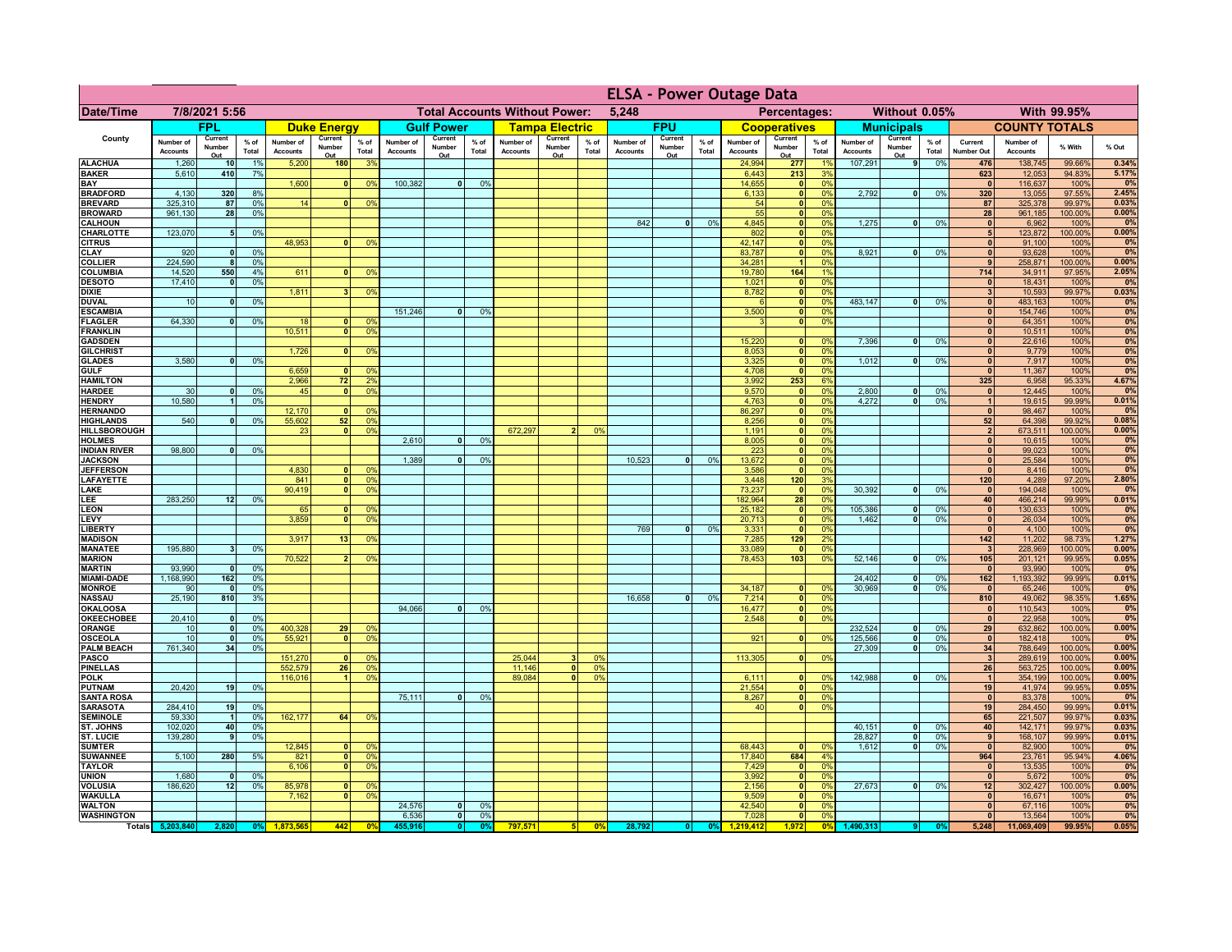# ELSA - Power Outage Data

| Date/Time | 7/8/2021 5:56 | Total Accounts Without Power: | 5,248 | Percentages: | Without 0.05% | With 99.95% |
|---|---|---|---|---|---|---|

| County | FPL | | | Duke Energy | | | Gulf Power | | | Tampa Electric | | | FPU | | | Cooperatives | | | Municipals | | | COUNTY TOTALS | | | |
|---|---|---|---|---|---|---|---|---|---|---|---|---|---|---|---|---|---|---|---|---|---|---|---|---|---|
| | Number of Accounts | Current Number Out | % of Total | Number of Accounts | Current Number Out | % of Total | Number of Accounts | Current Number Out | % of Total | Number of Accounts | Current Number Out | % of Total | Number of Accounts | Current Number Out | % of Total | Number of Accounts | Current Number Out | % of Total | Number of Accounts | Current Number Out | % of Total | Current Number Out | Number of Accounts | % With | % Out |
| ALACHUA | 1,260 | 10 | 1% | 5,200 | 180 | 3% | | | | | | | | | | 24,994 | 277 | 1% | 107,291 | 9 | 0% | 476 | 138,745 | 99.66% | 0.34% |
| BAKER | 5,610 | 410 | 7% | | | | | | | | | | | | | 6,443 | 213 | 3% | | | | 623 | 12,053 | 94.83% | 5.17% |
| BAY | | | | 1,600 | 0 | 0% | 100,382 | 0 | 0% | | | | | | | 14,655 | 0 | 0% | | | | 0 | 116,637 | 100% | 0% |
| BRADFORD | 4,130 | 320 | 8% | | | | | | | | | | | | | 6,133 | 0 | 0% | 2,792 | 0 | 0% | 320 | 13,055 | 97.55% | 2.45% |
| BREVARD | 325,310 | 87 | 0% | 14 | 0 | 0% | | | | | | | | | | 54 | 0 | 0% | | | | 87 | 325,378 | 99.97% | 0.03% |
| BROWARD | 961,130 | 28 | 0% | | | | | | | | | | | | | 55 | 0 | 0% | | | | 28 | 961,185 | 100.00% | 0.00% |
| CALHOUN | | | | | | | | | | | | | 842 | 0 | 0% | 4,845 | 0 | 0% | 1,275 | 0 | 0% | 0 | 6,962 | 100% | 0% |
| CHARLOTTE | 123,070 | 5 | 0% | | | | | | | | | | | | | 802 | 0 | 0% | | | | 5 | 123,872 | 100.00% | 0.00% |
| CITRUS | | | | 48,953 | 0 | 0% | | | | | | | | | | 42,147 | 0 | 0% | | | | 0 | 91,100 | 100% | 0% |
| CLAY | 920 | 0 | 0% | | | | | | | | | | | | | 83,787 | 0 | 0% | 8,921 | 0 | 0% | 0 | 93,628 | 100% | 0% |
| COLLIER | 224,590 | 8 | 0% | | | | | | | | | | | | | 34,281 | 1 | 0% | | | | 9 | 258,871 | 100.00% | 0.00% |
| COLUMBIA | 14,520 | 550 | 4% | 611 | 0 | 0% | | | | | | | | | | 19,780 | 164 | 1% | | | | 714 | 34,911 | 97.95% | 2.05% |
| DESOTO | 17,410 | 0 | 0% | | | | | | | | | | | | | 1,021 | 0 | 0% | | | | 0 | 18,431 | 100% | 0% |
| DIXIE | | | | 1,811 | 3 | 0% | | | | | | | | | | 8,782 | 0 | 0% | | | | 3 | 10,593 | 99.97% | 0.03% |
| DUVAL | 10 | 0 | 0% | | | | | | | | | | | | | 6 | 0 | 0% | 483,147 | 0 | 0% | 0 | 483,163 | 100% | 0% |
| ESCAMBIA | | | | | | | 151,246 | 0 | 0% | | | | | | | 3,500 | 0 | 0% | | | | 0 | 154,746 | 100% | 0% |
| FLAGLER | 64,330 | 0 | 0% | 18 | 0 | 0% | | | | | | | | | | 3 | 0 | 0% | | | | 0 | 64,351 | 100% | 0% |
| FRANKLIN | | | | 10,511 | 0 | 0% | | | | | | | | | | | | | | | | 0 | 10,511 | 100% | 0% |
| GADSDEN | | | | | | | | | | | | | | | | 15,220 | 0 | 0% | 7,396 | 0 | 0% | 0 | 22,616 | 100% | 0% |
| GILCHRIST | | | | 1,726 | 0 | 0% | | | | | | | | | | 8,053 | 0 | 0% | | | | 0 | 9,779 | 100% | 0% |
| GLADES | 3,580 | 0 | 0% | | | | | | | | | | | | | 3,325 | 0 | 0% | 1,012 | 0 | 0% | 0 | 7,917 | 100% | 0% |
| GULF | | | | 6,659 | 0 | 0% | | | | | | | | | | 4,708 | 0 | 0% | | | | 0 | 11,367 | 100% | 0% |
| HAMILTON | | | | 2,966 | 72 | 2% | | | | | | | | | | 3,992 | 253 | 6% | | | | 325 | 6,958 | 95.33% | 4.67% |
| HARDEE | 30 | 0 | 0% | 45 | 0 | 0% | | | | | | | | | | 9,570 | 0 | 0% | 2,800 | 0 | 0% | 0 | 12,445 | 100% | 0% |
| HENDRY | 10,580 | 1 | 0% | | | | | | | | | | | | | 4,763 | 0 | 0% | 4,272 | 0 | 0% | 1 | 19,615 | 99.99% | 0.01% |
| HERNANDO | | | | 12,170 | 0 | 0% | | | | | | | | | | 86,297 | 0 | 0% | | | | 0 | 98,467 | 100% | 0% |
| HIGHLANDS | 540 | 0 | 0% | 55,602 | 52 | 0% | | | | | | | | | | 8,256 | 0 | 0% | | | | 52 | 64,398 | 99.92% | 0.08% |
| HILLSBOROUGH | | | | 23 | 0 | 0% | | | | 672,297 | 2 | 0% | | | | 1,191 | 0 | 0% | | | | 2 | 673,511 | 100.00% | 0.00% |
| HOLMES | | | | | | | 2,610 | 0 | 0% | | | | | | | 8,005 | 0 | 0% | | | | 0 | 10,615 | 100% | 0% |
| INDIAN RIVER | 98,800 | 0 | 0% | | | | | | | | | | | | | 223 | 0 | 0% | | | | 0 | 99,023 | 100% | 0% |
| JACKSON | | | | | | | 1,389 | 0 | 0% | | | | 10,523 | 0 | 0% | 13,672 | 0 | 0% | | | | 0 | 25,584 | 100% | 0% |
| JEFFERSON | | | | 4,830 | 0 | 0% | | | | | | | | | | 3,586 | 0 | 0% | | | | 0 | 8,416 | 100% | 0% |
| LAFAYETTE | | | | 841 | 0 | 0% | | | | | | | | | | 3,448 | 120 | 3% | | | | 120 | 4,289 | 97.20% | 2.80% |
| LAKE | | | | 90,419 | 0 | 0% | | | | | | | | | | 73,237 | 0 | 0% | 30,392 | 0 | 0% | 0 | 194,048 | 100% | 0% |
| LEE | 283,250 | 12 | 0% | | | | | | | | | | | | | 182,964 | 28 | 0% | | | | 40 | 466,214 | 99.99% | 0.01% |
| LEON | | | | 65 | 0 | 0% | | | | | | | | | | 25,182 | 0 | 0% | 105,386 | 0 | 0% | 0 | 130,633 | 100% | 0% |
| LEVY | | | | 3,859 | 0 | 0% | | | | | | | | | | 20,713 | 0 | 0% | 1,462 | 0 | 0% | 0 | 26,034 | 100% | 0% |
| LIBERTY | | | | | | | | | | | | | 769 | 0 | 0% | 3,331 | 0 | 0% | | | | 0 | 4,100 | 100% | 0% |
| MADISON | | | | 3,917 | 13 | 0% | | | | | | | | | | 7,285 | 129 | 2% | | | | 142 | 11,202 | 98.73% | 1.27% |
| MANATEE | 195,880 | 3 | 0% | | | | | | | | | | | | | 33,089 | 0 | 0% | | | | 3 | 228,969 | 100.00% | 0.00% |
| MARION | | | | 70,522 | 2 | 0% | | | | | | | | | | 78,453 | 103 | 0% | 52,146 | 0 | 0% | 105 | 201,121 | 99.95% | 0.05% |
| MARTIN | 93,990 | 0 | 0% | | | | | | | | | | | | | | | | | | | 0 | 93,990 | 100% | 0% |
| MIAMI-DADE | 1,168,990 | 162 | 0% | | | | | | | | | | | | | | | | 24,402 | 0 | 0% | 162 | 1,193,392 | 99.99% | 0.01% |
| MONROE | 90 | 0 | 0% | | | | | | | | | | | | | 34,187 | 0 | 0% | 30,969 | 0 | 0% | 0 | 65,246 | 100% | 0% |
| NASSAU | 25,190 | 810 | 3% | | | | | | | | | | 16,658 | 0 | 0% | 7,214 | 0 | 0% | | | | 810 | 49,062 | 98.35% | 1.65% |
| OKALOOSA | | | | | | | 94,066 | 0 | 0% | | | | | | | 16,477 | 0 | 0% | | | | 0 | 110,543 | 100% | 0% |
| OKEECHOBEE | 20,410 | 0 | 0% | | | | | | | | | | | | | 2,548 | 0 | 0% | | | | 0 | 22,958 | 100% | 0% |
| ORANGE | 10 | 0 | 0% | 400,328 | 29 | 0% | | | | | | | | | | | | | 232,524 | 0 | 0% | 29 | 632,862 | 100.00% | 0.00% |
| OSCEOLA | 10 | 0 | 0% | 55,921 | 0 | 0% | | | | | | | | | | 921 | 0 | 0% | 125,566 | 0 | 0% | 0 | 182,418 | 100% | 0% |
| PALM BEACH | 761,340 | 34 | 0% | | | | | | | | | | | | | | | | 27,309 | 0 | 0% | 34 | 788,649 | 100.00% | 0.00% |
| PASCO | | | | 151,270 | 0 | 0% | | | | 25,044 | 3 | 0% | | | | 113,305 | 0 | 0% | | | | 3 | 289,619 | 100.00% | 0.00% |
| PINELLAS | | | | 552,579 | 26 | 0% | | | | 11,146 | 0 | 0% | | | | | | | | | | 26 | 563,725 | 100.00% | 0.00% |
| POLK | | | | 116,016 | 1 | 0% | | | | 89,084 | 0 | 0% | | | | 6,111 | 0 | 0% | 142,988 | 0 | 0% | 1 | 354,199 | 100.00% | 0.00% |
| PUTNAM | 20,420 | 19 | 0% | | | | | | | | | | | | | 21,554 | 0 | 0% | | | | 19 | 41,974 | 99.95% | 0.05% |
| SANTA ROSA | | | | | | | 75,111 | 0 | 0% | | | | | | | 8,267 | 0 | 0% | | | | 0 | 83,378 | 100% | 0% |
| SARASOTA | 284,410 | 19 | 0% | | | | | | | | | | | | | 40 | 0 | 0% | | | | 19 | 284,450 | 99.99% | 0.01% |
| SEMINOLE | 59,330 | 1 | 0% | 162,177 | 64 | 0% | | | | | | | | | | | | | | | | 65 | 221,507 | 99.97% | 0.03% |
| ST. JOHNS | 102,020 | 40 | 0% | | | | | | | | | | | | | | | | 40,151 | 0 | 0% | 40 | 142,171 | 99.97% | 0.03% |
| ST. LUCIE | 139,280 | 9 | 0% | | | | | | | | | | | | | | | | 28,827 | 0 | 0% | 9 | 168,107 | 99.99% | 0.01% |
| SUMTER | | | | 12,845 | 0 | 0% | | | | | | | | | | 68,443 | 0 | 0% | 1,612 | 0 | 0% | 0 | 82,900 | 100% | 0% |
| SUWANNEE | 5,100 | 280 | 5% | 821 | 0 | 0% | | | | | | | | | | 17,840 | 684 | 4% | | | | 964 | 23,761 | 95.94% | 4.06% |
| TAYLOR | | | | 6,106 | 0 | 0% | | | | | | | | | | 7,429 | 0 | 0% | | | | 0 | 13,535 | 100% | 0% |
| UNION | 1,680 | 0 | 0% | | | | | | | | | | | | | 3,992 | 0 | 0% | | | | 0 | 5,672 | 100% | 0% |
| VOLUSIA | 186,620 | 12 | 0% | 85,978 | 0 | 0% | | | | | | | | | | 2,156 | 0 | 0% | 27,673 | 0 | 0% | 12 | 302,427 | 100.00% | 0.00% |
| WAKULLA | | | | 7,162 | 0 | 0% | | | | | | | | | | 9,509 | 0 | 0% | | | | 0 | 16,671 | 100% | 0% |
| WALTON | | | | | | | 24,576 | 0 | 0% | | | | | | | 42,540 | 0 | 0% | | | | 0 | 67,116 | 100% | 0% |
| WASHINGTON | | | | | | | 6,536 | 0 | 0% | | | | | | | 7,028 | 0 | 0% | | | | 0 | 13,564 | 100% | 0% |
| Totals | 5,203,840 | 2,820 | 0% | 1,873,565 | 442 | 0% | 455,916 | 0 | 0% | 797,571 | 5 | 0% | 28,792 | 0 | 0% | 1,219,412 | 1,972 | 0% | 1,490,313 | 9 | 0% | 5,248 | 11,069,409 | 99.95% | 0.05% |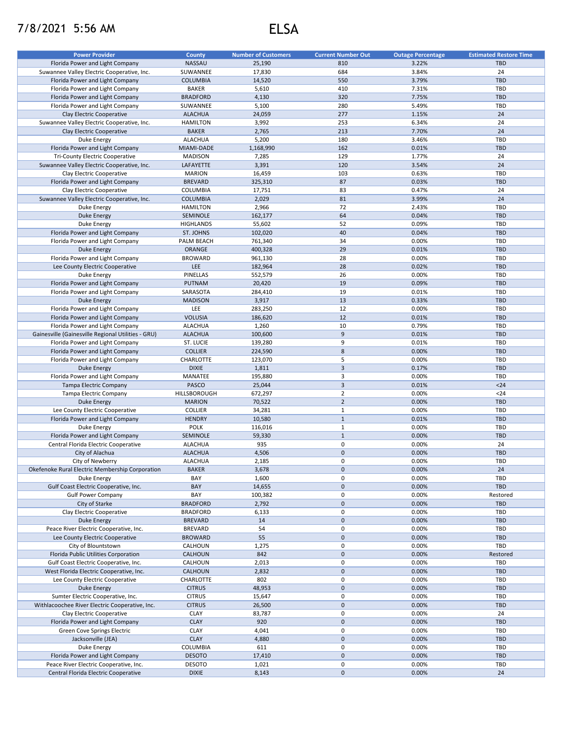# 7/8/2021 5:56 AM

# ELSA

| Power Provider | County | Number of Customers | Current Number Out | Outage Percentage | Estimated Restore Time |
|---|---|---|---|---|---|
| Florida Power and Light Company | NASSAU | 25,190 | 810 | 3.22% | TBD |
| Suwannee Valley Electric Cooperative, Inc. | SUWANNEE | 17,830 | 684 | 3.84% | 24 |
| Florida Power and Light Company | COLUMBIA | 14,520 | 550 | 3.79% | TBD |
| Florida Power and Light Company | BAKER | 5,610 | 410 | 7.31% | TBD |
| Florida Power and Light Company | BRADFORD | 4,130 | 320 | 7.75% | TBD |
| Florida Power and Light Company | SUWANNEE | 5,100 | 280 | 5.49% | TBD |
| Clay Electric Cooperative | ALACHUA | 24,059 | 277 | 1.15% | 24 |
| Suwannee Valley Electric Cooperative, Inc. | HAMILTON | 3,992 | 253 | 6.34% | 24 |
| Clay Electric Cooperative | BAKER | 2,765 | 213 | 7.70% | 24 |
| Duke Energy | ALACHUA | 5,200 | 180 | 3.46% | TBD |
| Florida Power and Light Company | MIAMI-DADE | 1,168,990 | 162 | 0.01% | TBD |
| Tri-County Electric Cooperative | MADISON | 7,285 | 129 | 1.77% | 24 |
| Suwannee Valley Electric Cooperative, Inc. | LAFAYETTE | 3,391 | 120 | 3.54% | 24 |
| Clay Electric Cooperative | MARION | 16,459 | 103 | 0.63% | TBD |
| Florida Power and Light Company | BREVARD | 325,310 | 87 | 0.03% | TBD |
| Clay Electric Cooperative | COLUMBIA | 17,751 | 83 | 0.47% | 24 |
| Suwannee Valley Electric Cooperative, Inc. | COLUMBIA | 2,029 | 81 | 3.99% | 24 |
| Duke Energy | HAMILTON | 2,966 | 72 | 2.43% | TBD |
| Duke Energy | SEMINOLE | 162,177 | 64 | 0.04% | TBD |
| Duke Energy | HIGHLANDS | 55,602 | 52 | 0.09% | TBD |
| Florida Power and Light Company | ST. JOHNS | 102,020 | 40 | 0.04% | TBD |
| Florida Power and Light Company | PALM BEACH | 761,340 | 34 | 0.00% | TBD |
| Duke Energy | ORANGE | 400,328 | 29 | 0.01% | TBD |
| Florida Power and Light Company | BROWARD | 961,130 | 28 | 0.00% | TBD |
| Lee County Electric Cooperative | LEE | 182,964 | 28 | 0.02% | TBD |
| Duke Energy | PINELLAS | 552,579 | 26 | 0.00% | TBD |
| Florida Power and Light Company | PUTNAM | 20,420 | 19 | 0.09% | TBD |
| Florida Power and Light Company | SARASOTA | 284,410 | 19 | 0.01% | TBD |
| Duke Energy | MADISON | 3,917 | 13 | 0.33% | TBD |
| Florida Power and Light Company | LEE | 283,250 | 12 | 0.00% | TBD |
| Florida Power and Light Company | VOLUSIA | 186,620 | 12 | 0.01% | TBD |
| Florida Power and Light Company | ALACHUA | 1,260 | 10 | 0.79% | TBD |
| Gainesville (Gainesville Regional Utilities - GRU) | ALACHUA | 100,600 | 9 | 0.01% | TBD |
| Florida Power and Light Company | ST. LUCIE | 139,280 | 9 | 0.01% | TBD |
| Florida Power and Light Company | COLLIER | 224,590 | 8 | 0.00% | TBD |
| Florida Power and Light Company | CHARLOTTE | 123,070 | 5 | 0.00% | TBD |
| Duke Energy | DIXIE | 1,811 | 3 | 0.17% | TBD |
| Florida Power and Light Company | MANATEE | 195,880 | 3 | 0.00% | TBD |
| Tampa Electric Company | PASCO | 25,044 | 3 | 0.01% | <24 |
| Tampa Electric Company | HILLSBOROUGH | 672,297 | 2 | 0.00% | <24 |
| Duke Energy | MARION | 70,522 | 2 | 0.00% | TBD |
| Lee County Electric Cooperative | COLLIER | 34,281 | 1 | 0.00% | TBD |
| Florida Power and Light Company | HENDRY | 10,580 | 1 | 0.01% | TBD |
| Duke Energy | POLK | 116,016 | 1 | 0.00% | TBD |
| Florida Power and Light Company | SEMINOLE | 59,330 | 1 | 0.00% | TBD |
| Central Florida Electric Cooperative | ALACHUA | 935 | 0 | 0.00% | 24 |
| City of Alachua | ALACHUA | 4,506 | 0 | 0.00% | TBD |
| City of Newberry | ALACHUA | 2,185 | 0 | 0.00% | TBD |
| Okefenoke Rural Electric Membership Corporation | BAKER | 3,678 | 0 | 0.00% | 24 |
| Duke Energy | BAY | 1,600 | 0 | 0.00% | TBD |
| Gulf Coast Electric Cooperative, Inc. | BAY | 14,655 | 0 | 0.00% | TBD |
| Gulf Power Company | BAY | 100,382 | 0 | 0.00% | Restored |
| City of Starke | BRADFORD | 2,792 | 0 | 0.00% | TBD |
| Clay Electric Cooperative | BRADFORD | 6,133 | 0 | 0.00% | TBD |
| Duke Energy | BREVARD | 14 | 0 | 0.00% | TBD |
| Peace River Electric Cooperative, Inc. | BREVARD | 54 | 0 | 0.00% | TBD |
| Lee County Electric Cooperative | BROWARD | 55 | 0 | 0.00% | TBD |
| City of Blountstown | CALHOUN | 1,275 | 0 | 0.00% | TBD |
| Florida Public Utilities Corporation | CALHOUN | 842 | 0 | 0.00% | Restored |
| Gulf Coast Electric Cooperative, Inc. | CALHOUN | 2,013 | 0 | 0.00% | TBD |
| West Florida Electric Cooperative, Inc. | CALHOUN | 2,832 | 0 | 0.00% | TBD |
| Lee County Electric Cooperative | CHARLOTTE | 802 | 0 | 0.00% | TBD |
| Duke Energy | CITRUS | 48,953 | 0 | 0.00% | TBD |
| Sumter Electric Cooperative, Inc. | CITRUS | 15,647 | 0 | 0.00% | TBD |
| Withlacoochee River Electric Cooperative, Inc. | CITRUS | 26,500 | 0 | 0.00% | TBD |
| Clay Electric Cooperative | CLAY | 83,787 | 0 | 0.00% | 24 |
| Florida Power and Light Company | CLAY | 920 | 0 | 0.00% | TBD |
| Green Cove Springs Electric | CLAY | 4,041 | 0 | 0.00% | TBD |
| Jacksonville (JEA) | CLAY | 4,880 | 0 | 0.00% | TBD |
| Duke Energy | COLUMBIA | 611 | 0 | 0.00% | TBD |
| Florida Power and Light Company | DESOTO | 17,410 | 0 | 0.00% | TBD |
| Peace River Electric Cooperative, Inc. | DESOTO | 1,021 | 0 | 0.00% | TBD |
| Central Florida Electric Cooperative | DIXIE | 8,143 | 0 | 0.00% | 24 |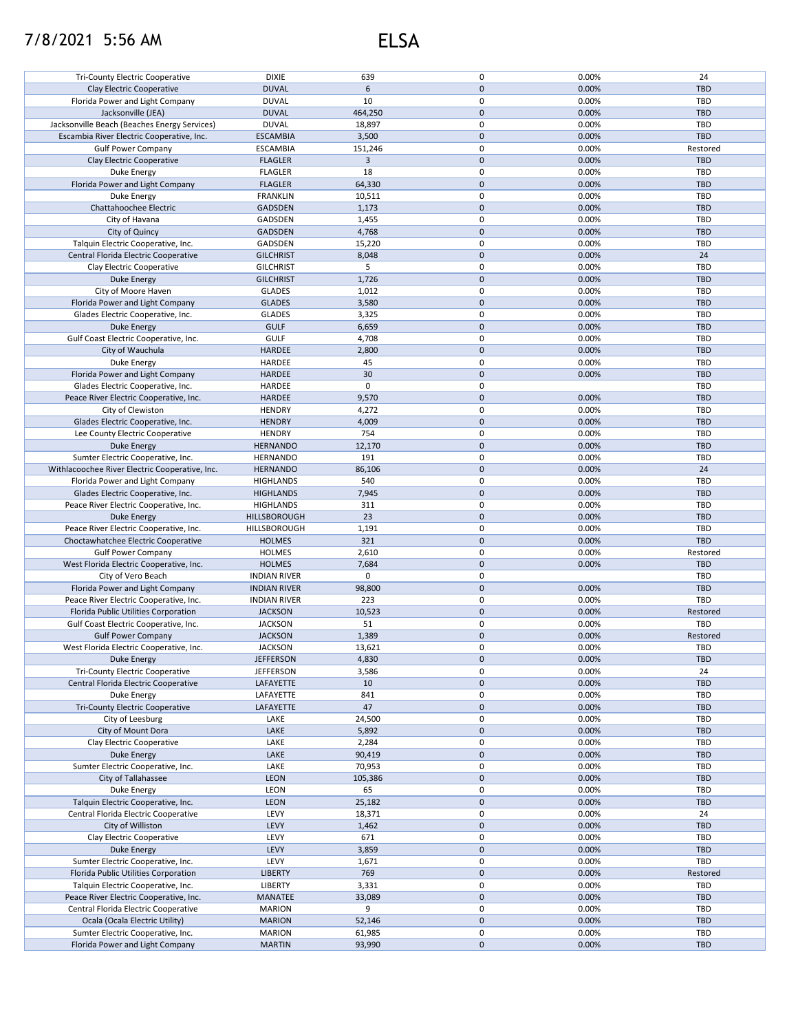# 7/8/2021 5:56 AM ELSA

| | | | | | |
|---|---|---|---|---|---|
| Tri-County Electric Cooperative | DIXIE | 639 | 0 | 0.00% | 24 |
| Clay Electric Cooperative | DUVAL | 6 | 0 | 0.00% | TBD |
| Florida Power and Light Company | DUVAL | 10 | 0 | 0.00% | TBD |
| Jacksonville (JEA) | DUVAL | 464,250 | 0 | 0.00% | TBD |
| Jacksonville Beach (Beaches Energy Services) | DUVAL | 18,897 | 0 | 0.00% | TBD |
| Escambia River Electric Cooperative, Inc. | ESCAMBIA | 3,500 | 0 | 0.00% | TBD |
| Gulf Power Company | ESCAMBIA | 151,246 | 0 | 0.00% | Restored |
| Clay Electric Cooperative | FLAGLER | 3 | 0 | 0.00% | TBD |
| Duke Energy | FLAGLER | 18 | 0 | 0.00% | TBD |
| Florida Power and Light Company | FLAGLER | 64,330 | 0 | 0.00% | TBD |
| Duke Energy | FRANKLIN | 10,511 | 0 | 0.00% | TBD |
| Chattahoochee Electric | GADSDEN | 1,173 | 0 | 0.00% | TBD |
| City of Havana | GADSDEN | 1,455 | 0 | 0.00% | TBD |
| City of Quincy | GADSDEN | 4,768 | 0 | 0.00% | TBD |
| Talquin Electric Cooperative, Inc. | GADSDEN | 15,220 | 0 | 0.00% | TBD |
| Central Florida Electric Cooperative | GILCHRIST | 8,048 | 0 | 0.00% | 24 |
| Clay Electric Cooperative | GILCHRIST | 5 | 0 | 0.00% | TBD |
| Duke Energy | GILCHRIST | 1,726 | 0 | 0.00% | TBD |
| City of Moore Haven | GLADES | 1,012 | 0 | 0.00% | TBD |
| Florida Power and Light Company | GLADES | 3,580 | 0 | 0.00% | TBD |
| Glades Electric Cooperative, Inc. | GLADES | 3,325 | 0 | 0.00% | TBD |
| Duke Energy | GULF | 6,659 | 0 | 0.00% | TBD |
| Gulf Coast Electric Cooperative, Inc. | GULF | 4,708 | 0 | 0.00% | TBD |
| City of Wauchula | HARDEE | 2,800 | 0 | 0.00% | TBD |
| Duke Energy | HARDEE | 45 | 0 | 0.00% | TBD |
| Florida Power and Light Company | HARDEE | 30 | 0 | 0.00% | TBD |
| Glades Electric Cooperative, Inc. | HARDEE | 0 | 0 | | TBD |
| Peace River Electric Cooperative, Inc. | HARDEE | 9,570 | 0 | 0.00% | TBD |
| City of Clewiston | HENDRY | 4,272 | 0 | 0.00% | TBD |
| Glades Electric Cooperative, Inc. | HENDRY | 4,009 | 0 | 0.00% | TBD |
| Lee County Electric Cooperative | HENDRY | 754 | 0 | 0.00% | TBD |
| Duke Energy | HERNANDO | 12,170 | 0 | 0.00% | TBD |
| Sumter Electric Cooperative, Inc. | HERNANDO | 191 | 0 | 0.00% | TBD |
| Withlacoochee River Electric Cooperative, Inc. | HERNANDO | 86,106 | 0 | 0.00% | 24 |
| Florida Power and Light Company | HIGHLANDS | 540 | 0 | 0.00% | TBD |
| Glades Electric Cooperative, Inc. | HIGHLANDS | 7,945 | 0 | 0.00% | TBD |
| Peace River Electric Cooperative, Inc. | HIGHLANDS | 311 | 0 | 0.00% | TBD |
| Duke Energy | HILLSBOROUGH | 23 | 0 | 0.00% | TBD |
| Peace River Electric Cooperative, Inc. | HILLSBOROUGH | 1,191 | 0 | 0.00% | TBD |
| Choctawhatchee Electric Cooperative | HOLMES | 321 | 0 | 0.00% | TBD |
| Gulf Power Company | HOLMES | 2,610 | 0 | 0.00% | Restored |
| West Florida Electric Cooperative, Inc. | HOLMES | 7,684 | 0 | 0.00% | TBD |
| City of Vero Beach | INDIAN RIVER | 0 | 0 | | TBD |
| Florida Power and Light Company | INDIAN RIVER | 98,800 | 0 | 0.00% | TBD |
| Peace River Electric Cooperative, Inc. | INDIAN RIVER | 223 | 0 | 0.00% | TBD |
| Florida Public Utilities Corporation | JACKSON | 10,523 | 0 | 0.00% | Restored |
| Gulf Coast Electric Cooperative, Inc. | JACKSON | 51 | 0 | 0.00% | TBD |
| Gulf Power Company | JACKSON | 1,389 | 0 | 0.00% | Restored |
| West Florida Electric Cooperative, Inc. | JACKSON | 13,621 | 0 | 0.00% | TBD |
| Duke Energy | JEFFERSON | 4,830 | 0 | 0.00% | TBD |
| Tri-County Electric Cooperative | JEFFERSON | 3,586 | 0 | 0.00% | 24 |
| Central Florida Electric Cooperative | LAFAYETTE | 10 | 0 | 0.00% | TBD |
| Duke Energy | LAFAYETTE | 841 | 0 | 0.00% | TBD |
| Tri-County Electric Cooperative | LAFAYETTE | 47 | 0 | 0.00% | TBD |
| City of Leesburg | LAKE | 24,500 | 0 | 0.00% | TBD |
| City of Mount Dora | LAKE | 5,892 | 0 | 0.00% | TBD |
| Clay Electric Cooperative | LAKE | 2,284 | 0 | 0.00% | TBD |
| Duke Energy | LAKE | 90,419 | 0 | 0.00% | TBD |
| Sumter Electric Cooperative, Inc. | LAKE | 70,953 | 0 | 0.00% | TBD |
| City of Tallahassee | LEON | 105,386 | 0 | 0.00% | TBD |
| Duke Energy | LEON | 65 | 0 | 0.00% | TBD |
| Talquin Electric Cooperative, Inc. | LEON | 25,182 | 0 | 0.00% | TBD |
| Central Florida Electric Cooperative | LEVY | 18,371 | 0 | 0.00% | 24 |
| City of Williston | LEVY | 1,462 | 0 | 0.00% | TBD |
| Clay Electric Cooperative | LEVY | 671 | 0 | 0.00% | TBD |
| Duke Energy | LEVY | 3,859 | 0 | 0.00% | TBD |
| Sumter Electric Cooperative, Inc. | LEVY | 1,671 | 0 | 0.00% | TBD |
| Florida Public Utilities Corporation | LIBERTY | 769 | 0 | 0.00% | Restored |
| Talquin Electric Cooperative, Inc. | LIBERTY | 3,331 | 0 | 0.00% | TBD |
| Peace River Electric Cooperative, Inc. | MANATEE | 33,089 | 0 | 0.00% | TBD |
| Central Florida Electric Cooperative | MARION | 9 | 0 | 0.00% | TBD |
| Ocala (Ocala Electric Utility) | MARION | 52,146 | 0 | 0.00% | TBD |
| Sumter Electric Cooperative, Inc. | MARION | 61,985 | 0 | 0.00% | TBD |
| Florida Power and Light Company | MARTIN | 93,990 | 0 | 0.00% | TBD |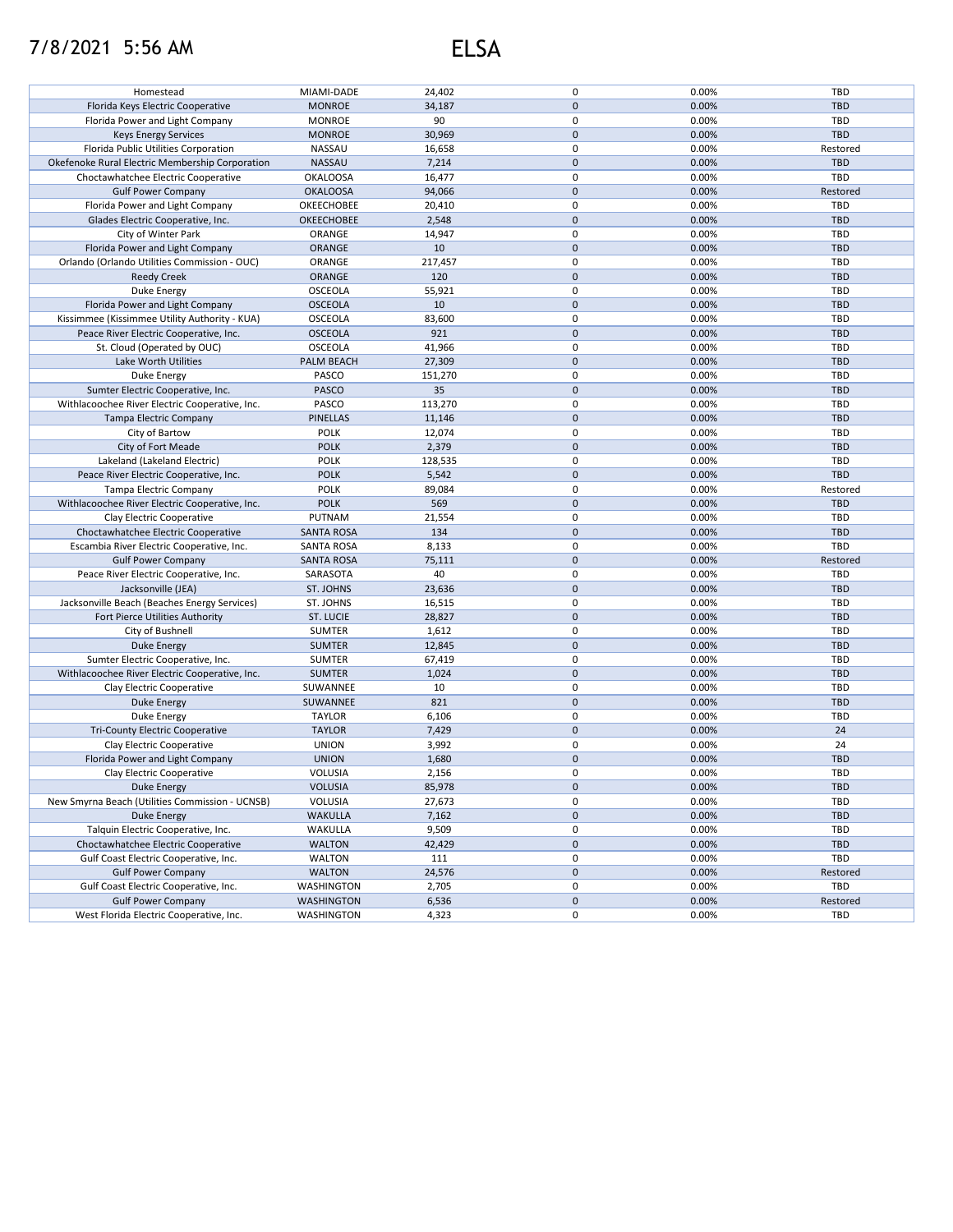# 7/8/2021 5:56 AM ELSA

| | | | | | |
|---|---|---|---|---|---|
| Homestead | MIAMI-DADE | 24,402 | 0 | 0.00% | TBD |
| Florida Keys Electric Cooperative | MONROE | 34,187 | 0 | 0.00% | TBD |
| Florida Power and Light Company | MONROE | 90 | 0 | 0.00% | TBD |
| Keys Energy Services | MONROE | 30,969 | 0 | 0.00% | TBD |
| Florida Public Utilities Corporation | NASSAU | 16,658 | 0 | 0.00% | Restored |
| Okefenoke Rural Electric Membership Corporation | NASSAU | 7,214 | 0 | 0.00% | TBD |
| Choctawhatchee Electric Cooperative | OKALOOSA | 16,477 | 0 | 0.00% | TBD |
| Gulf Power Company | OKALOOSA | 94,066 | 0 | 0.00% | Restored |
| Florida Power and Light Company | OKEECHOBEE | 20,410 | 0 | 0.00% | TBD |
| Glades Electric Cooperative, Inc. | OKEECHOBEE | 2,548 | 0 | 0.00% | TBD |
| City of Winter Park | ORANGE | 14,947 | 0 | 0.00% | TBD |
| Florida Power and Light Company | ORANGE | 10 | 0 | 0.00% | TBD |
| Orlando (Orlando Utilities Commission - OUC) | ORANGE | 217,457 | 0 | 0.00% | TBD |
| Reedy Creek | ORANGE | 120 | 0 | 0.00% | TBD |
| Duke Energy | OSCEOLA | 55,921 | 0 | 0.00% | TBD |
| Florida Power and Light Company | OSCEOLA | 10 | 0 | 0.00% | TBD |
| Kissimmee (Kissimmee Utility Authority - KUA) | OSCEOLA | 83,600 | 0 | 0.00% | TBD |
| Peace River Electric Cooperative, Inc. | OSCEOLA | 921 | 0 | 0.00% | TBD |
| St. Cloud (Operated by OUC) | OSCEOLA | 41,966 | 0 | 0.00% | TBD |
| Lake Worth Utilities | PALM BEACH | 27,309 | 0 | 0.00% | TBD |
| Duke Energy | PASCO | 151,270 | 0 | 0.00% | TBD |
| Sumter Electric Cooperative, Inc. | PASCO | 35 | 0 | 0.00% | TBD |
| Withlacoochee River Electric Cooperative, Inc. | PASCO | 113,270 | 0 | 0.00% | TBD |
| Tampa Electric Company | PINELLAS | 11,146 | 0 | 0.00% | TBD |
| City of Bartow | POLK | 12,074 | 0 | 0.00% | TBD |
| City of Fort Meade | POLK | 2,379 | 0 | 0.00% | TBD |
| Lakeland (Lakeland Electric) | POLK | 128,535 | 0 | 0.00% | TBD |
| Peace River Electric Cooperative, Inc. | POLK | 5,542 | 0 | 0.00% | TBD |
| Tampa Electric Company | POLK | 89,084 | 0 | 0.00% | Restored |
| Withlacoochee River Electric Cooperative, Inc. | POLK | 569 | 0 | 0.00% | TBD |
| Clay Electric Cooperative | PUTNAM | 21,554 | 0 | 0.00% | TBD |
| Choctawhatchee Electric Cooperative | SANTA ROSA | 134 | 0 | 0.00% | TBD |
| Escambia River Electric Cooperative, Inc. | SANTA ROSA | 8,133 | 0 | 0.00% | TBD |
| Gulf Power Company | SANTA ROSA | 75,111 | 0 | 0.00% | Restored |
| Peace River Electric Cooperative, Inc. | SARASOTA | 40 | 0 | 0.00% | TBD |
| Jacksonville (JEA) | ST. JOHNS | 23,636 | 0 | 0.00% | TBD |
| Jacksonville Beach (Beaches Energy Services) | ST. JOHNS | 16,515 | 0 | 0.00% | TBD |
| Fort Pierce Utilities Authority | ST. LUCIE | 28,827 | 0 | 0.00% | TBD |
| City of Bushnell | SUMTER | 1,612 | 0 | 0.00% | TBD |
| Duke Energy | SUMTER | 12,845 | 0 | 0.00% | TBD |
| Sumter Electric Cooperative, Inc. | SUMTER | 67,419 | 0 | 0.00% | TBD |
| Withlacoochee River Electric Cooperative, Inc. | SUMTER | 1,024 | 0 | 0.00% | TBD |
| Clay Electric Cooperative | SUWANNEE | 10 | 0 | 0.00% | TBD |
| Duke Energy | SUWANNEE | 821 | 0 | 0.00% | TBD |
| Duke Energy | TAYLOR | 6,106 | 0 | 0.00% | TBD |
| Tri-County Electric Cooperative | TAYLOR | 7,429 | 0 | 0.00% | 24 |
| Clay Electric Cooperative | UNION | 3,992 | 0 | 0.00% | 24 |
| Florida Power and Light Company | UNION | 1,680 | 0 | 0.00% | TBD |
| Clay Electric Cooperative | VOLUSIA | 2,156 | 0 | 0.00% | TBD |
| Duke Energy | VOLUSIA | 85,978 | 0 | 0.00% | TBD |
| New Smyrna Beach (Utilities Commission - UCNSB) | VOLUSIA | 27,673 | 0 | 0.00% | TBD |
| Duke Energy | WAKULLA | 7,162 | 0 | 0.00% | TBD |
| Talquin Electric Cooperative, Inc. | WAKULLA | 9,509 | 0 | 0.00% | TBD |
| Choctawhatchee Electric Cooperative | WALTON | 42,429 | 0 | 0.00% | TBD |
| Gulf Coast Electric Cooperative, Inc. | WALTON | 111 | 0 | 0.00% | TBD |
| Gulf Power Company | WALTON | 24,576 | 0 | 0.00% | Restored |
| Gulf Coast Electric Cooperative, Inc. | WASHINGTON | 2,705 | 0 | 0.00% | TBD |
| Gulf Power Company | WASHINGTON | 6,536 | 0 | 0.00% | Restored |
| West Florida Electric Cooperative, Inc. | WASHINGTON | 4,323 | 0 | 0.00% | TBD |